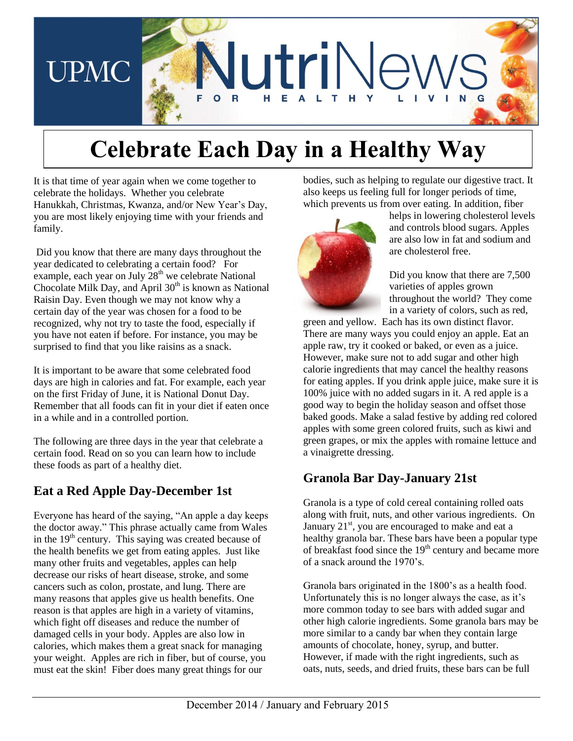# Celebrate Each Day in a Healthy Way

It is that time of year again when we come together to celebrate the holidays. Whether you celebrate Hanukkah, Christmas, Kwanza, and/or New Year's Day, you are most likely enjoying time with your friends and family.

Did you know that there are many days throughout the year dedicated to celebrating a certain food? For example, each year on July 28th we celebrate National Chocolate Milk Day, and April 30th is known as National Raisin Day. Even though we may not know why a certain day of the year was chosen for a food to be recognized, why not try to taste the food, especially if you have not eaten if before. For instance, you may be surprised to find that you like raisins as a snack.

It is important to be aware that some celebrated food days are high in calories and fat. For example, each year on the first Friday of June, it is National Donut Day. Remember that all foods can fit in your diet if eaten once in a while and in a controlled portion.

The following are three days in the year that celebrate a certain food. Read on so you can learn how to include these foods as part of a healthy diet.

## Eat a Red Apple Day-December 1st

Everyone has heard of the saying, "An apple a day keeps the doctor away." This phrase actually came from Wales in the 19th century. This saying was created because of the health benefits we get from eating apples. Just like many other fruits and vegetables, apples can help decrease our risks of heart disease, stroke, and some cancers such as colon, prostate, and lung. There are many reasons that apples give us health benefits. One reason is that apples are high in a variety of vitamins, which fight off diseases and reduce the number of damaged cells in your body. Apples are also low in calories, which makes them a great snack for managing your weight. Apples are rich in fiber, but of course, you must eat the skin! Fiber does many great things for our bodies, such as helping to regulate our digestive tract. It also keeps us feeling full for longer periods of time, which prevents us from over eating. In addition, fiber helps in lowering cholesterol levels and controls blood sugars. Apples are also low in fat and sodium and are cholesterol free.

Did you know that there are 7,500 varieties of apples grown throughout the world? They come in a variety of colors, such as red, green and yellow. Each has its own distinct flavor. There are many ways you could enjoy an apple. Eat an apple raw, try it cooked or baked, or even as a juice. However, make sure not to add sugar and other high calorie ingredients that may cancel the healthy reasons for eating apples. If you drink apple juice, make sure it is 100% juice with no added sugars in it. A red apple is a good way to begin the holiday season and offset those baked goods. Make a salad festive by adding red colored apples with some green colored fruits, such as kiwi and green grapes, or mix the apples with romaine lettuce and a vinaigrette dressing.

## Granola Bar Day-January 21st

Granola is a type of cold cereal containing rolled oats along with fruit, nuts, and other various ingredients. On January 21st, you are encouraged to make and eat a healthy granola bar. These bars have been a popular type of breakfast food since the 19th century and became more of a snack around the 1970's.

Granola bars originated in the 1800's as a health food. Unfortunately this is no longer always the case, as it's more common today to see bars with added sugar and other high calorie ingredients. Some granola bars may be more similar to a candy bar when they contain large amounts of chocolate, honey, syrup, and butter. However, if made with the right ingredients, such as oats, nuts, seeds, and dried fruits, these bars can be full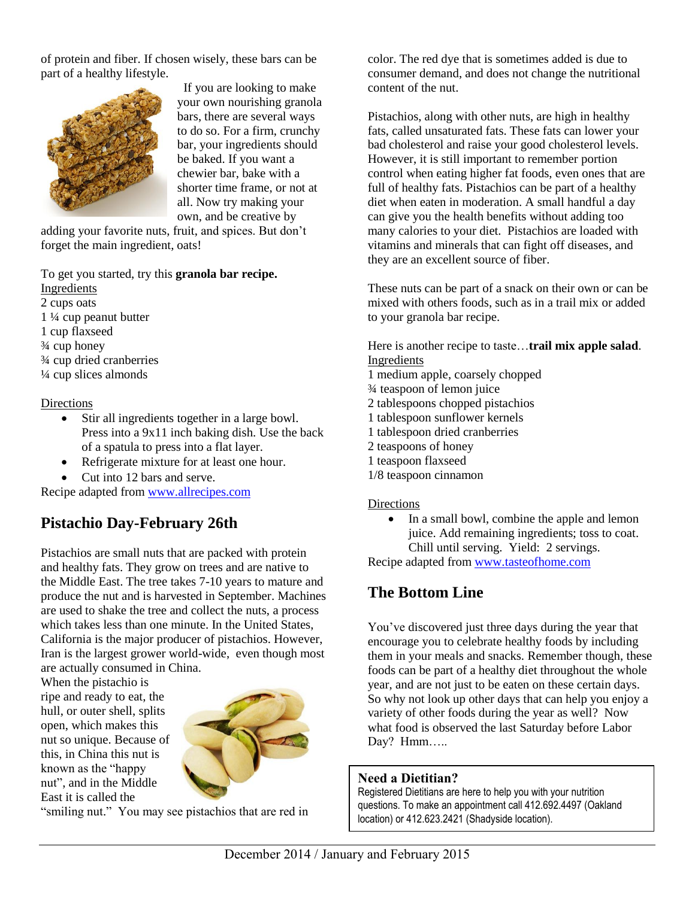of protein and fiber. If chosen wisely, these bars can be part of a healthy lifestyle.

If you are looking to make your own nourishing granola bars, there are several ways to do so. For a firm, crunchy bar, your ingredients should be baked. If you want a chewier bar, bake with a shorter time frame, or not at all. Now try making your own, and be creative by adding your favorite nuts, fruit, and spices. But don't forget the main ingredient, oats!

To get you started, try this **granola bar recipe.**

Ingredients

2 cups oats
1 ¼ cup peanut butter
1 cup flaxseed
¾ cup honey
¾ cup dried cranberries
¼ cup slices almonds

Directions

- Stir all ingredients together in a large bowl. Press into a 9x11 inch baking dish. Use the back of a spatula to press into a flat layer.
- Refrigerate mixture for at least one hour.
- Cut into 12 bars and serve.

Recipe adapted from www.allrecipes.com

## Pistachio Day-February 26th

Pistachios are small nuts that are packed with protein and healthy fats. They grow on trees and are native to the Middle East. The tree takes 7-10 years to mature and produce the nut and is harvested in September. Machines are used to shake the tree and collect the nuts, a process which takes less than one minute. In the United States, California is the major producer of pistachios. However, Iran is the largest grower world-wide, even though most are actually consumed in China.

When the pistachio is ripe and ready to eat, the hull, or outer shell, splits open, which makes this nut so unique. Because of this, in China this nut is known as the "happy nut", and in the Middle East it is called the "smiling nut." You may see pistachios that are red in color. The red dye that is sometimes added is due to consumer demand, and does not change the nutritional content of the nut.

Pistachios, along with other nuts, are high in healthy fats, called unsaturated fats. These fats can lower your bad cholesterol and raise your good cholesterol levels. However, it is still important to remember portion control when eating higher fat foods, even ones that are full of healthy fats. Pistachios can be part of a healthy diet when eaten in moderation. A small handful a day can give you the health benefits without adding too many calories to your diet. Pistachios are loaded with vitamins and minerals that can fight off diseases, and they are an excellent source of fiber.

These nuts can be part of a snack on their own or can be mixed with others foods, such as in a trail mix or added to your granola bar recipe.

Here is another recipe to taste…**trail mix apple salad**.

Ingredients

1 medium apple, coarsely chopped
¾ teaspoon of lemon juice
2 tablespoons chopped pistachios
1 tablespoon sunflower kernels
1 tablespoon dried cranberries
2 teaspoons of honey
1 teaspoon flaxseed
1/8 teaspoon cinnamon

Directions

- In a small bowl, combine the apple and lemon juice. Add remaining ingredients; toss to coat. Chill until serving. Yield: 2 servings.

Recipe adapted from www.tasteofhome.com

## The Bottom Line

You've discovered just three days during the year that encourage you to celebrate healthy foods by including them in your meals and snacks. Remember though, these foods can be part of a healthy diet throughout the whole year, and are not just to be eaten on these certain days. So why not look up other days that can help you enjoy a variety of other foods during the year as well? Now what food is observed the last Saturday before Labor Day? Hmm…..

**Need a Dietitian?**

Registered Dietitians are here to help you with your nutrition questions. To make an appointment call 412.692.4497 (Oakland location) or 412.623.2421 (Shadyside location).

December 2014 / January and February 2015